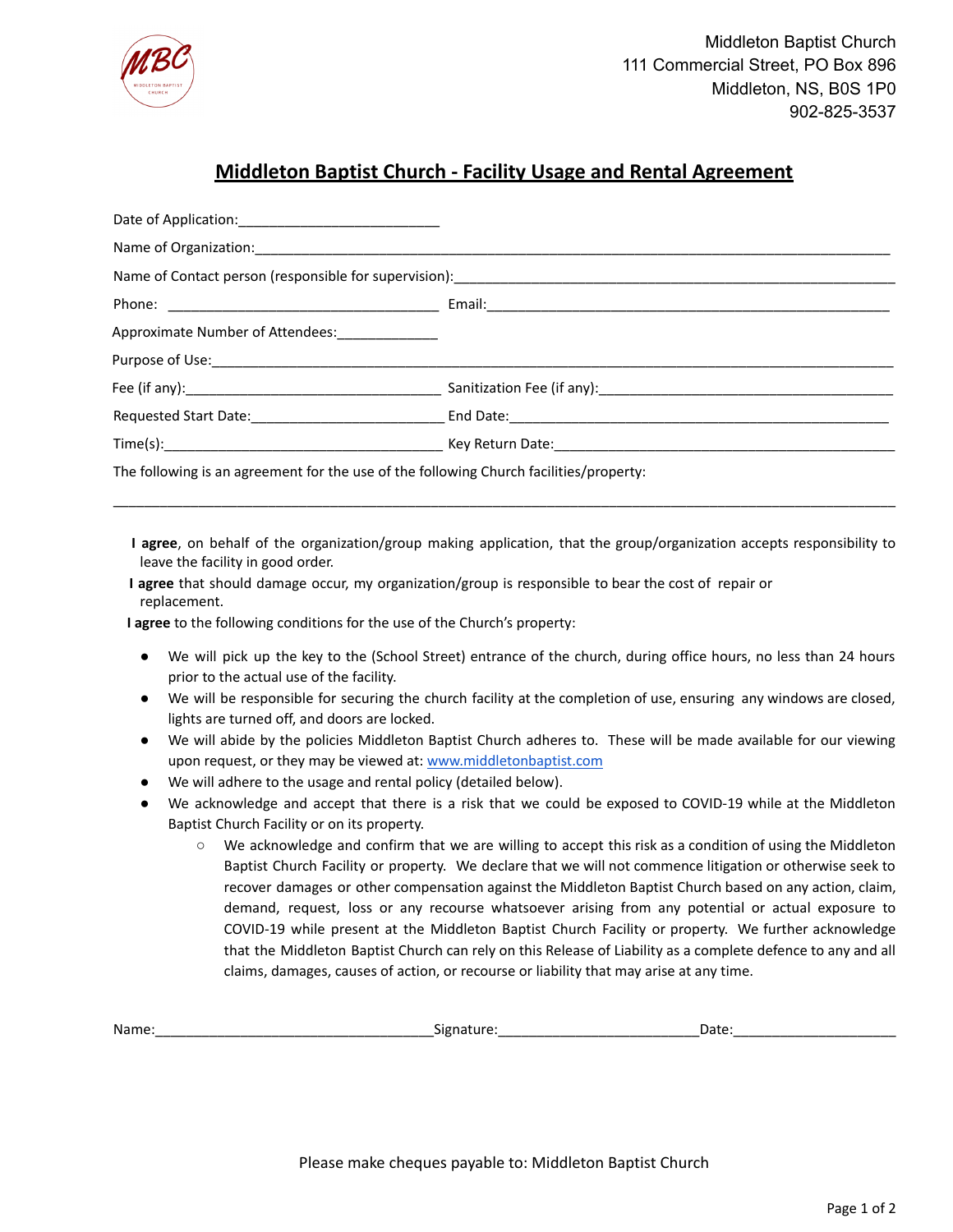Middleton Baptist Church
111 Commercial Street, PO Box 896
Middleton, NS, B0S 1P0
902-825-3537

# Middleton Baptist Church - Facility Usage and Rental Agreement

Date of Application:__________________________

Name of Organization:______________________________________________________________________________

Name of Contact person (responsible for supervision):_________________________________________________________

Phone: ___________________________________ Email:____________________________________________________

Approximate Number of Attendees:_____________

Purpose of Use:____________________________________________________________________________________

Fee (if any):_________________________________ Sanitization Fee (if any):_____________________________________

Requested Start Date:________________________ End Date:________________________________________________

Time(s):____________________________________ Key Return Date:__________________________________________

The following is an agreement for the use of the following Church facilities/property:

_____________________________________________________________________________________________________

**I agree**, on behalf of the organization/group making application, that the group/organization accepts responsibility to leave the facility in good order.

**I agree** that should damage occur, my organization/group is responsible to bear the cost of repair or replacement.

**I agree** to the following conditions for the use of the Church's property:

- We will pick up the key to the (School Street) entrance of the church, during office hours, no less than 24 hours prior to the actual use of the facility.
- We will be responsible for securing the church facility at the completion of use, ensuring any windows are closed, lights are turned off, and doors are locked.
- We will abide by the policies Middleton Baptist Church adheres to. These will be made available for our viewing upon request, or they may be viewed at: [www.middletonbaptist.com](http://www.middletonbaptist.com)
- We will adhere to the usage and rental policy (detailed below).
- We acknowledge and accept that there is a risk that we could be exposed to COVID-19 while at the Middleton Baptist Church Facility or on its property.
  - We acknowledge and confirm that we are willing to accept this risk as a condition of using the Middleton Baptist Church Facility or property. We declare that we will not commence litigation or otherwise seek to recover damages or other compensation against the Middleton Baptist Church based on any action, claim, demand, request, loss or any recourse whatsoever arising from any potential or actual exposure to COVID-19 while present at the Middleton Baptist Church Facility or property. We further acknowledge that the Middleton Baptist Church can rely on this Release of Liability as a complete defence to any and all claims, damages, causes of action, or recourse or liability that may arise at any time.

Name:___________________________________Signature:__________________________Date:_____________________

Please make cheques payable to: Middleton Baptist Church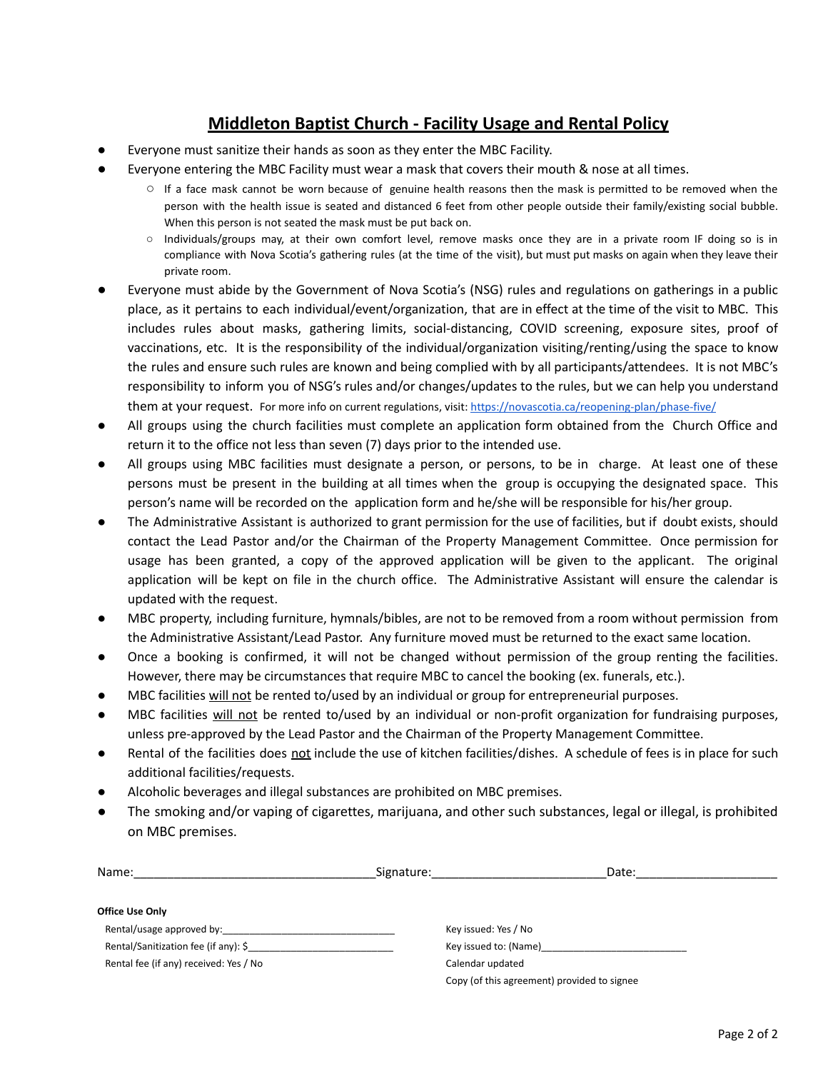# Middleton Baptist Church - Facility Usage and Rental Policy

- Everyone must sanitize their hands as soon as they enter the MBC Facility.
- Everyone entering the MBC Facility must wear a mask that covers their mouth & nose at all times.
  - If a face mask cannot be worn because of genuine health reasons then the mask is permitted to be removed when the person with the health issue is seated and distanced 6 feet from other people outside their family/existing social bubble. When this person is not seated the mask must be put back on.
  - Individuals/groups may, at their own comfort level, remove masks once they are in a private room IF doing so is in compliance with Nova Scotia's gathering rules (at the time of the visit), but must put masks on again when they leave their private room.
- Everyone must abide by the Government of Nova Scotia's (NSG) rules and regulations on gatherings in a public place, as it pertains to each individual/event/organization, that are in effect at the time of the visit to MBC. This includes rules about masks, gathering limits, social-distancing, COVID screening, exposure sites, proof of vaccinations, etc. It is the responsibility of the individual/organization visiting/renting/using the space to know the rules and ensure such rules are known and being complied with by all participants/attendees. It is not MBC's responsibility to inform you of NSG's rules and/or changes/updates to the rules, but we can help you understand them at your request. For more info on current regulations, visit: https://novascotia.ca/reopening-plan/phase-five/
- All groups using the church facilities must complete an application form obtained from the Church Office and return it to the office not less than seven (7) days prior to the intended use.
- All groups using MBC facilities must designate a person, or persons, to be in charge. At least one of these persons must be present in the building at all times when the group is occupying the designated space. This person's name will be recorded on the application form and he/she will be responsible for his/her group.
- The Administrative Assistant is authorized to grant permission for the use of facilities, but if doubt exists, should contact the Lead Pastor and/or the Chairman of the Property Management Committee. Once permission for usage has been granted, a copy of the approved application will be given to the applicant. The original application will be kept on file in the church office. The Administrative Assistant will ensure the calendar is updated with the request.
- MBC property, including furniture, hymnals/bibles, are not to be removed from a room without permission from the Administrative Assistant/Lead Pastor. Any furniture moved must be returned to the exact same location.
- Once a booking is confirmed, it will not be changed without permission of the group renting the facilities. However, there may be circumstances that require MBC to cancel the booking (ex. funerals, etc.).
- MBC facilities <u>will not</u> be rented to/used by an individual or group for entrepreneurial purposes.
- MBC facilities <u>will not</u> be rented to/used by an individual or non-profit organization for fundraising purposes, unless pre-approved by the Lead Pastor and the Chairman of the Property Management Committee.
- Rental of the facilities does <u>not</u> include the use of kitchen facilities/dishes. A schedule of fees is in place for such additional facilities/requests.
- Alcoholic beverages and illegal substances are prohibited on MBC premises.
- The smoking and/or vaping of cigarettes, marijuana, and other such substances, legal or illegal, is prohibited on MBC premises.

Name:___________________________________ Signature:_________________________ Date:____________________

**Office Use Only**

Rental/usage approved by:______________________________

Rental/Sanitization fee (if any): $__________________________

Rental fee (if any) received: Yes / No

Key issued: Yes / No

Key issued to: (Name)_________________________

Calendar updated

Copy (of this agreement) provided to signee